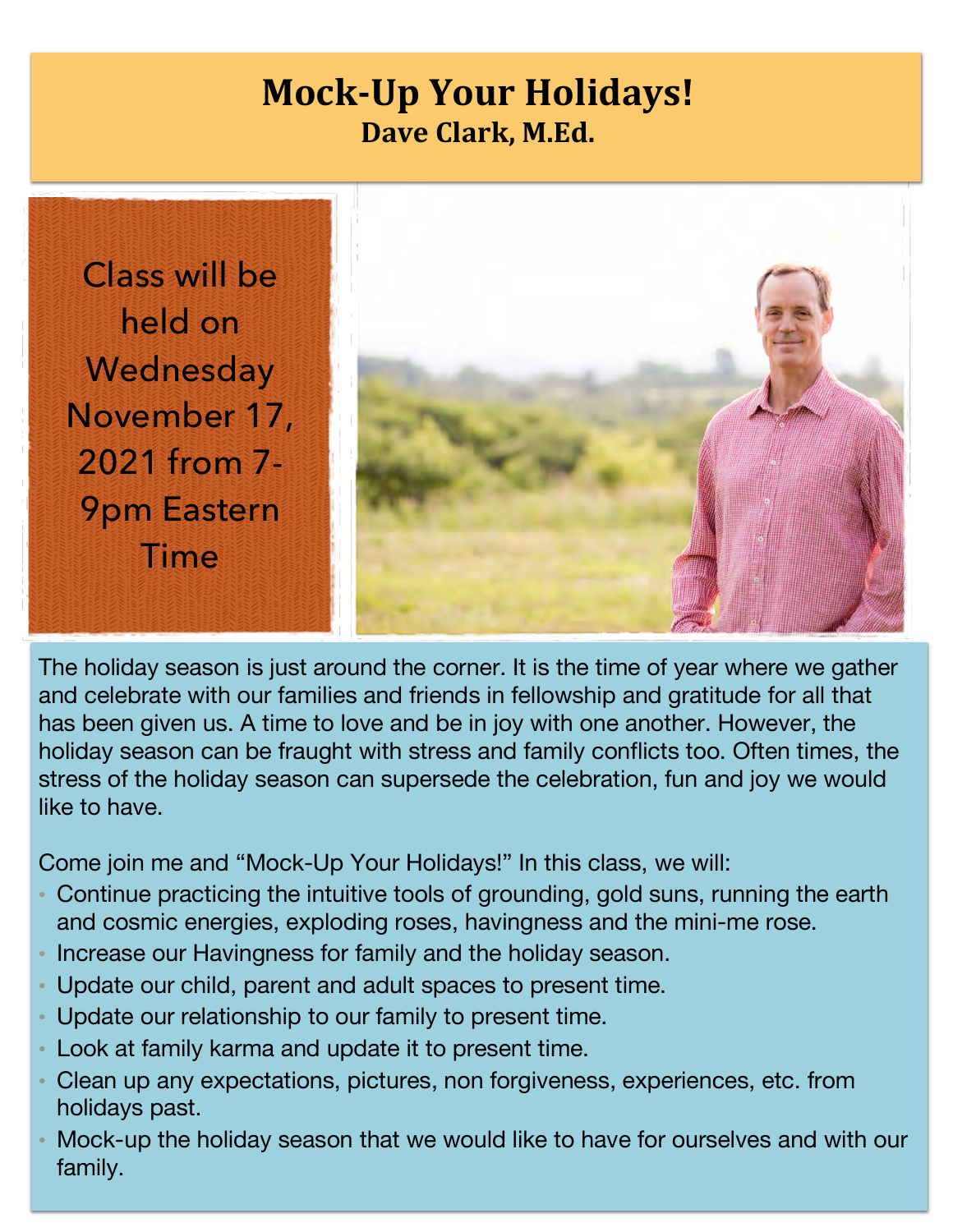# Mock-Up Your Holidays!

**Dave Clark, M.Ed.**

Class will be held on Wednesday November 17, 2021 from 7-9pm Eastern Time

The holiday season is just around the corner. It is the time of year where we gather and celebrate with our families and friends in fellowship and gratitude for all that has been given us. A time to love and be in joy with one another. However, the holiday season can be fraught with stress and family conflicts too. Often times, the stress of the holiday season can supersede the celebration, fun and joy we would like to have.

Come join me and "Mock-Up Your Holidays!" In this class, we will:

- Continue practicing the intuitive tools of grounding, gold suns, running the earth and cosmic energies, exploding roses, havingness and the mini-me rose.
- Increase our Havingness for family and the holiday season.
- Update our child, parent and adult spaces to present time.
- Update our relationship to our family to present time.
- Look at family karma and update it to present time.
- Clean up any expectations, pictures, non forgiveness, experiences, etc. from holidays past.
- Mock-up the holiday season that we would like to have for ourselves and with our family.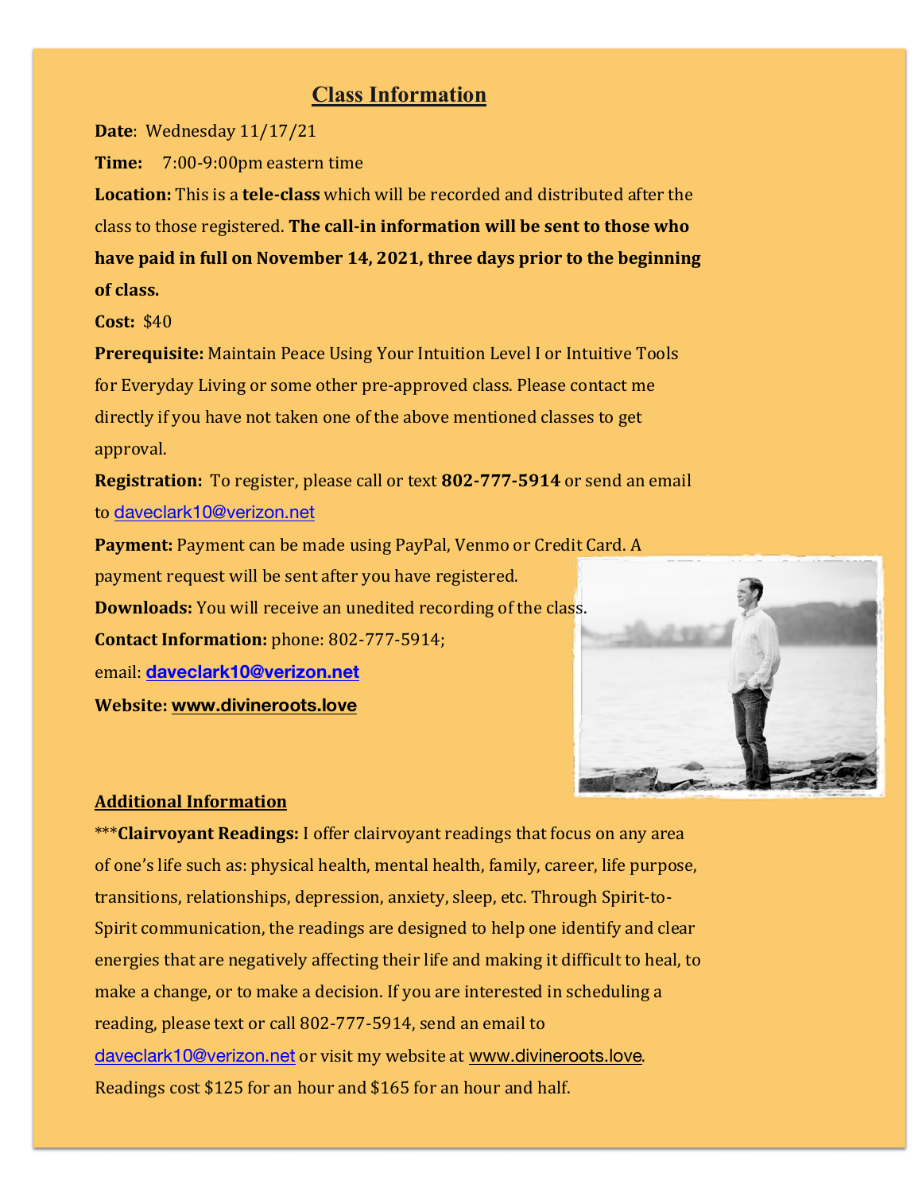## Class Information

**Date**: Wednesday 11/17/21

**Time:** 7:00-9:00pm eastern time

**Location:** This is a **tele-class** which will be recorded and distributed after the class to those registered. **The call-in information will be sent to those who have paid in full on November 14, 2021, three days prior to the beginning of class.**

**Cost:** $40

**Prerequisite:** Maintain Peace Using Your Intuition Level I or Intuitive Tools for Everyday Living or some other pre-approved class. Please contact me directly if you have not taken one of the above mentioned classes to get approval.

**Registration:** To register, please call or text **802-777-5914** or send an email to daveclark10@verizon.net

**Payment:** Payment can be made using PayPal, Venmo or Credit Card. A payment request will be sent after you have registered.

**Downloads:** You will receive an unedited recording of the class.

**Contact Information:** phone: 802-777-5914;

email: **daveclark10@verizon.net**

**Website: www.divineroots.love**

**Additional Information**

***​**Clairvoyant Readings:** I offer clairvoyant readings that focus on any area of one's life such as: physical health, mental health, family, career, life purpose, transitions, relationships, depression, anxiety, sleep, etc. Through Spirit-to-Spirit communication, the readings are designed to help one identify and clear energies that are negatively affecting their life and making it difficult to heal, to make a change, or to make a decision. If you are interested in scheduling a reading, please text or call 802-777-5914, send an email to daveclark10@verizon.net or visit my website at www.divineroots.love. Readings cost $125 for an hour and $165 for an hour and half.